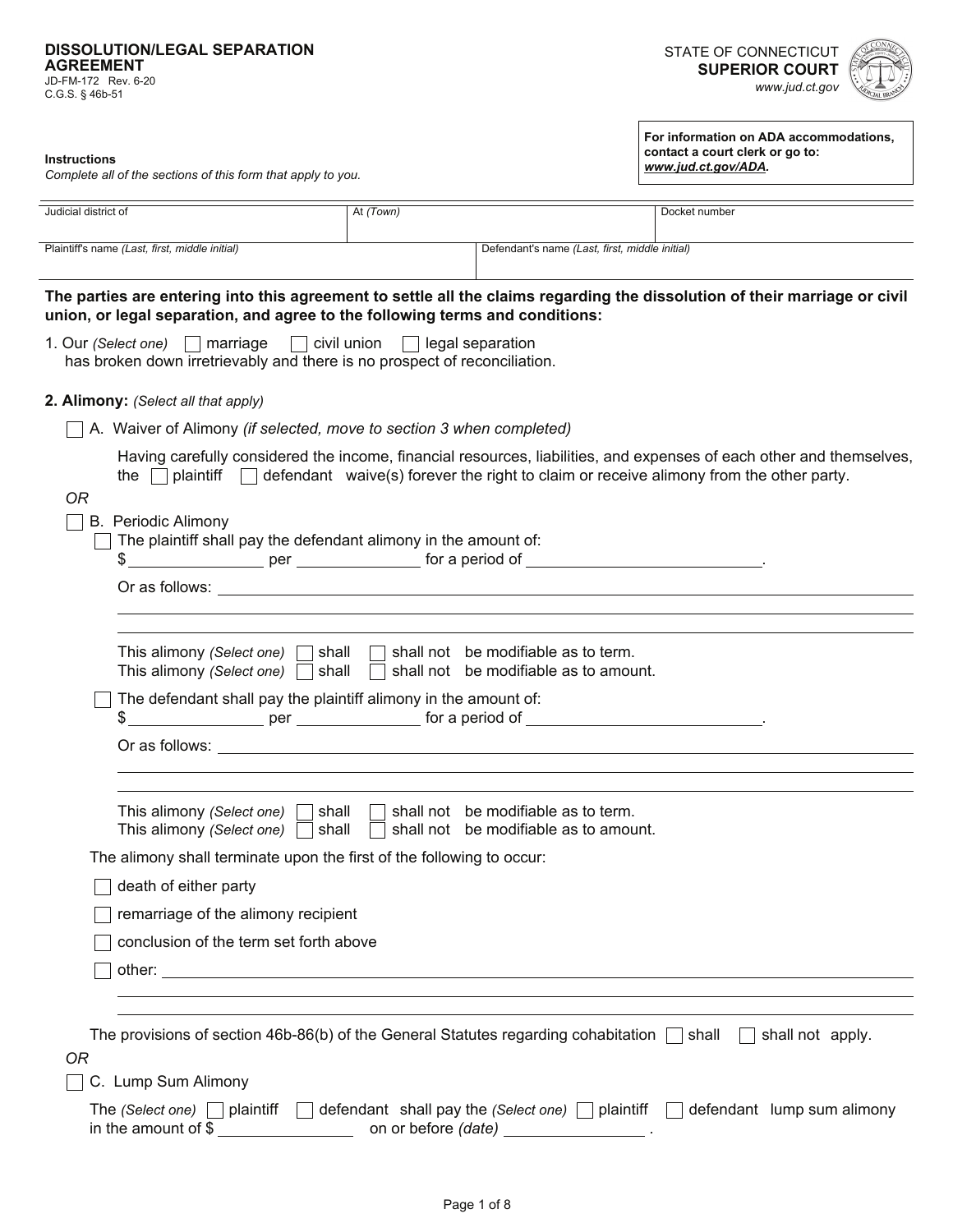# DISSOLUTION/LEGAL SEPARATION AGREEMENT

JD-FM-172 Rev. 6-20
C.G.S. § 46b-51

STATE OF CONNECTICUT
**SUPERIOR COURT**
*www.jud.ct.gov*

**Instructions**
*Complete all of the sections of this form that apply to you.*

**For information on ADA accommodations, contact a court clerk or go to: *www.jud.ct.gov/ADA*.**

| Judicial district of | At *(Town)* | Docket number |
|---|---|---|
| | | |

| Plaintiff's name *(Last, first, middle initial)* | Defendant's name *(Last, first, middle initial)* |
|---|---|
| | |

**The parties are entering into this agreement to settle all the claims regarding the dissolution of their marriage or civil union, or legal separation, and agree to the following terms and conditions:**

1. Our *(Select one)* ☐ marriage ☐ civil union ☐ legal separation has broken down irretrievably and there is no prospect of reconciliation.

**2. Alimony:** *(Select all that apply)*

☐ A. Waiver of Alimony *(if selected, move to section 3 when completed)*

Having carefully considered the income, financial resources, liabilities, and expenses of each other and themselves, the ☐ plaintiff ☐ defendant waive(s) forever the right to claim or receive alimony from the other party.

*OR*

☐ B. Periodic Alimony

☐ The plaintiff shall pay the defendant alimony in the amount of:
$ ______________ per ______________ for a period of ______________________.

Or as follows: ______________________________________________

This alimony *(Select one)* ☐ shall ☐ shall not be modifiable as to term.
This alimony *(Select one)* ☐ shall ☐ shall not be modifiable as to amount.

☐ The defendant shall pay the plaintiff alimony in the amount of:
$ ______________ per ______________ for a period of ______________________.

Or as follows: ______________________________________________

This alimony *(Select one)* ☐ shall ☐ shall not be modifiable as to term.
This alimony *(Select one)* ☐ shall ☐ shall not be modifiable as to amount.

The alimony shall terminate upon the first of the following to occur:

☐ death of either party

☐ remarriage of the alimony recipient

☐ conclusion of the term set forth above

☐ other: ______________________________________________

The provisions of section 46b-86(b) of the General Statutes regarding cohabitation ☐ shall ☐ shall not apply.

*OR*

☐ C. Lump Sum Alimony

The *(Select one)* ☐ plaintiff ☐ defendant shall pay the *(Select one)* ☐ plaintiff ☐ defendant lump sum alimony in the amount of $ ______________ on or before *(date)* ______________ .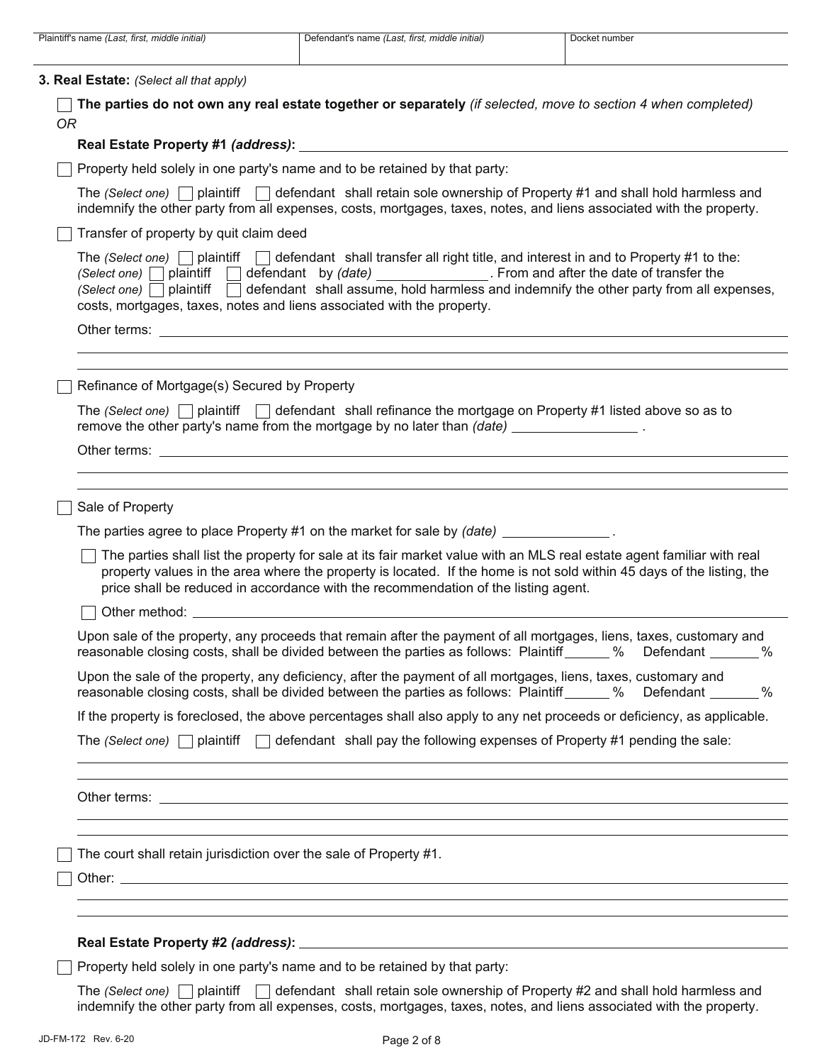| Plaintiff's name *(Last, first, middle initial)* | Defendant's name *(Last, first, middle initial)* | Docket number |
| --- | --- | --- |
| | | |

**3. Real Estate:** *(Select all that apply)*

☐ **The parties do not own any real estate together or separately** *(if selected, move to section 4 when completed)*

*OR*

**Real Estate Property #1** ***(address)*****:** ______________________________

☐ Property held solely in one party's name and to be retained by that party:

The *(Select one)* ☐ plaintiff ☐ defendant shall retain sole ownership of Property #1 and shall hold harmless and indemnify the other party from all expenses, costs, mortgages, taxes, notes, and liens associated with the property.

☐ Transfer of property by quit claim deed

The *(Select one)* ☐ plaintiff ☐ defendant shall transfer all right title, and interest in and to Property #1 to the: *(Select one)* ☐ plaintiff ☐ defendant by *(date)* ______________. From and after the date of transfer the *(Select one)* ☐ plaintiff ☐ defendant shall assume, hold harmless and indemnify the other party from all expenses, costs, mortgages, taxes, notes and liens associated with the property.

Other terms: ______________________________

☐ Refinance of Mortgage(s) Secured by Property

The *(Select one)* ☐ plaintiff ☐ defendant shall refinance the mortgage on Property #1 listed above so as to remove the other party's name from the mortgage by no later than *(date)* ________________ .

Other terms: ______________________________

☐ Sale of Property

The parties agree to place Property #1 on the market for sale by *(date)* ______________ .

☐ The parties shall list the property for sale at its fair market value with an MLS real estate agent familiar with real property values in the area where the property is located. If the home is not sold within 45 days of the listing, the price shall be reduced in accordance with the recommendation of the listing agent.

☐ Other method: ______________________________

Upon sale of the property, any proceeds that remain after the payment of all mortgages, liens, taxes, customary and reasonable closing costs, shall be divided between the parties as follows: Plaintiff ______ % Defendant _______ %

Upon the sale of the property, any deficiency, after the payment of all mortgages, liens, taxes, customary and reasonable closing costs, shall be divided between the parties as follows: Plaintiff ______ % Defendant _______ %

If the property is foreclosed, the above percentages shall also apply to any net proceeds or deficiency, as applicable.

The *(Select one)* ☐ plaintiff ☐ defendant shall pay the following expenses of Property #1 pending the sale:

______________________________

Other terms: ______________________________

☐ The court shall retain jurisdiction over the sale of Property #1.

☐ Other: ______________________________

**Real Estate Property #2** ***(address)*****:** ______________________________

☐ Property held solely in one party's name and to be retained by that party:

The *(Select one)* ☐ plaintiff ☐ defendant shall retain sole ownership of Property #2 and shall hold harmless and indemnify the other party from all expenses, costs, mortgages, taxes, notes, and liens associated with the property.

JD-FM-172 Rev. 6-20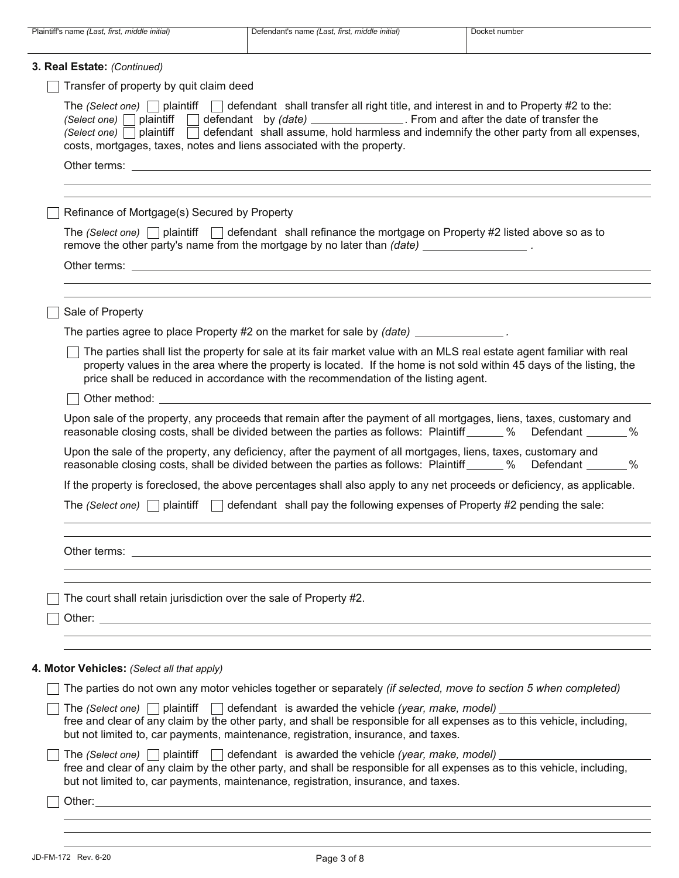| Plaintiff's name *(Last, first, middle initial)* | Defendant's name *(Last, first, middle initial)* | Docket number |
| --- | --- | --- |
| | | |

**3. Real Estate:** *(Continued)*

☐ Transfer of property by quit claim deed

The *(Select one)* ☐ plaintiff ☐ defendant shall transfer all right title, and interest in and to Property #2 to the: *(Select one)* ☐ plaintiff ☐ defendant by *(date)* _______________. From and after the date of transfer the *(Select one)* ☐ plaintiff ☐ defendant shall assume, hold harmless and indemnify the other party from all expenses, costs, mortgages, taxes, notes and liens associated with the property.

Other terms: ______________________________

☐ Refinance of Mortgage(s) Secured by Property

The *(Select one)* ☐ plaintiff ☐ defendant shall refinance the mortgage on Property #2 listed above so as to remove the other party's name from the mortgage by no later than *(date)* _______________ .

Other terms: ______________________________

☐ Sale of Property

The parties agree to place Property #2 on the market for sale by *(date)* _______________ .

☐ The parties shall list the property for sale at its fair market value with an MLS real estate agent familiar with real property values in the area where the property is located. If the home is not sold within 45 days of the listing, the price shall be reduced in accordance with the recommendation of the listing agent.

☐ Other method: ______________________________

Upon sale of the property, any proceeds that remain after the payment of all mortgages, liens, taxes, customary and reasonable closing costs, shall be divided between the parties as follows: Plaintiff ______ % Defendant ______ %

Upon the sale of the property, any deficiency, after the payment of all mortgages, liens, taxes, customary and reasonable closing costs, shall be divided between the parties as follows: Plaintiff ______ % Defendant ______ %

If the property is foreclosed, the above percentages shall also apply to any net proceeds or deficiency, as applicable.

The *(Select one)* ☐ plaintiff ☐ defendant shall pay the following expenses of Property #2 pending the sale:

______________________________

Other terms: ______________________________

☐ The court shall retain jurisdiction over the sale of Property #2.

☐ Other: ______________________________

**4. Motor Vehicles:** *(Select all that apply)*

☐ The parties do not own any motor vehicles together or separately *(if selected, move to section 5 when completed)*

☐ The *(Select one)* ☐ plaintiff ☐ defendant is awarded the vehicle *(year, make, model)* _______________ free and clear of any claim by the other party, and shall be responsible for all expenses as to this vehicle, including, but not limited to, car payments, maintenance, registration, insurance, and taxes.

☐ The *(Select one)* ☐ plaintiff ☐ defendant is awarded the vehicle *(year, make, model)* _______________ free and clear of any claim by the other party, and shall be responsible for all expenses as to this vehicle, including, but not limited to, car payments, maintenance, registration, insurance, and taxes.

☐ Other: ______________________________

JD-FM-172 Rev. 6-20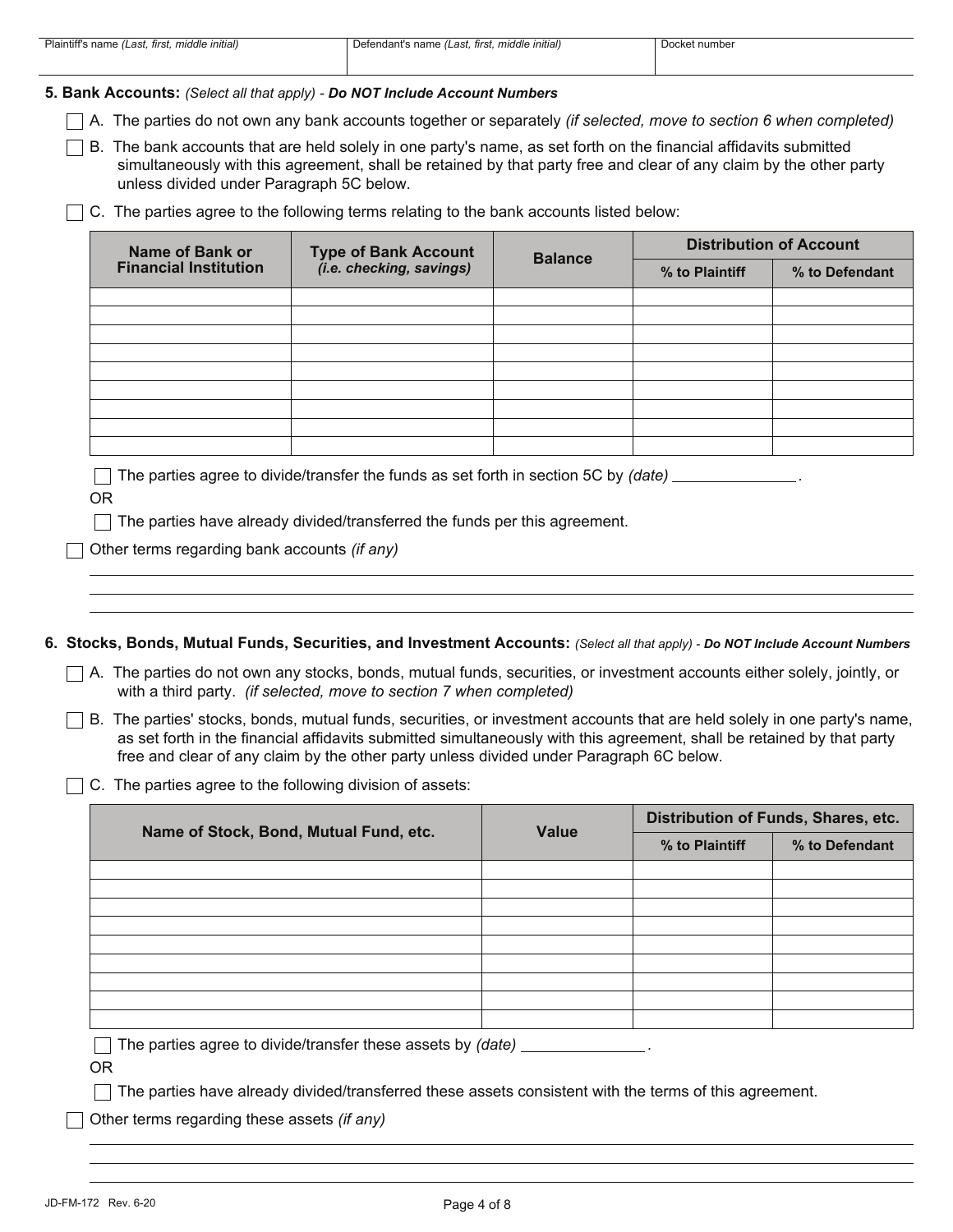| Plaintiff's name *(Last, first, middle initial)* | Defendant's name *(Last, first, middle initial)* | Docket number |
|---|---|---|
| | | |

**5. Bank Accounts:** *(Select all that apply)* - ***Do NOT Include Account Numbers***

☐ A. The parties do not own any bank accounts together or separately *(if selected, move to section 6 when completed)*

☐ B. The bank accounts that are held solely in one party's name, as set forth on the financial affidavits submitted simultaneously with this agreement, shall be retained by that party free and clear of any claim by the other party unless divided under Paragraph 5C below.

☐ C. The parties agree to the following terms relating to the bank accounts listed below:

| Name of Bank or Financial Institution | Type of Bank Account *(i.e. checking, savings)* | Balance | Distribution of Account | |
|---|---|---|---|---|
| | | | % to Plaintiff | % to Defendant |
| | | | | |
| | | | | |
| | | | | |
| | | | | |
| | | | | |
| | | | | |
| | | | | |
| | | | | |
| | | | | |

☐ The parties agree to divide/transfer the funds as set forth in section 5C by *(date)* ______________.

OR

☐ The parties have already divided/transferred the funds per this agreement.

☐ Other terms regarding bank accounts *(if any)*

______________________________________________

______________________________________________

______________________________________________

**6. Stocks, Bonds, Mutual Funds, Securities, and Investment Accounts:** *(Select all that apply)* - ***Do NOT Include Account Numbers***

☐ A. The parties do not own any stocks, bonds, mutual funds, securities, or investment accounts either solely, jointly, or with a third party. *(if selected, move to section 7 when completed)*

☐ B. The parties' stocks, bonds, mutual funds, securities, or investment accounts that are held solely in one party's name, as set forth in the financial affidavits submitted simultaneously with this agreement, shall be retained by that party free and clear of any claim by the other party unless divided under Paragraph 6C below.

☐ C. The parties agree to the following division of assets:

| Name of Stock, Bond, Mutual Fund, etc. | Value | Distribution of Funds, Shares, etc. | |
|---|---|---|---|
| | | % to Plaintiff | % to Defendant |
| | | | |
| | | | |
| | | | |
| | | | |
| | | | |
| | | | |
| | | | |
| | | | |
| | | | |

☐ The parties agree to divide/transfer these assets by *(date)* ______________.

OR

☐ The parties have already divided/transferred these assets consistent with the terms of this agreement.

☐ Other terms regarding these assets *(if any)*

______________________________________________

______________________________________________

______________________________________________

JD-FM-172 Rev. 6-20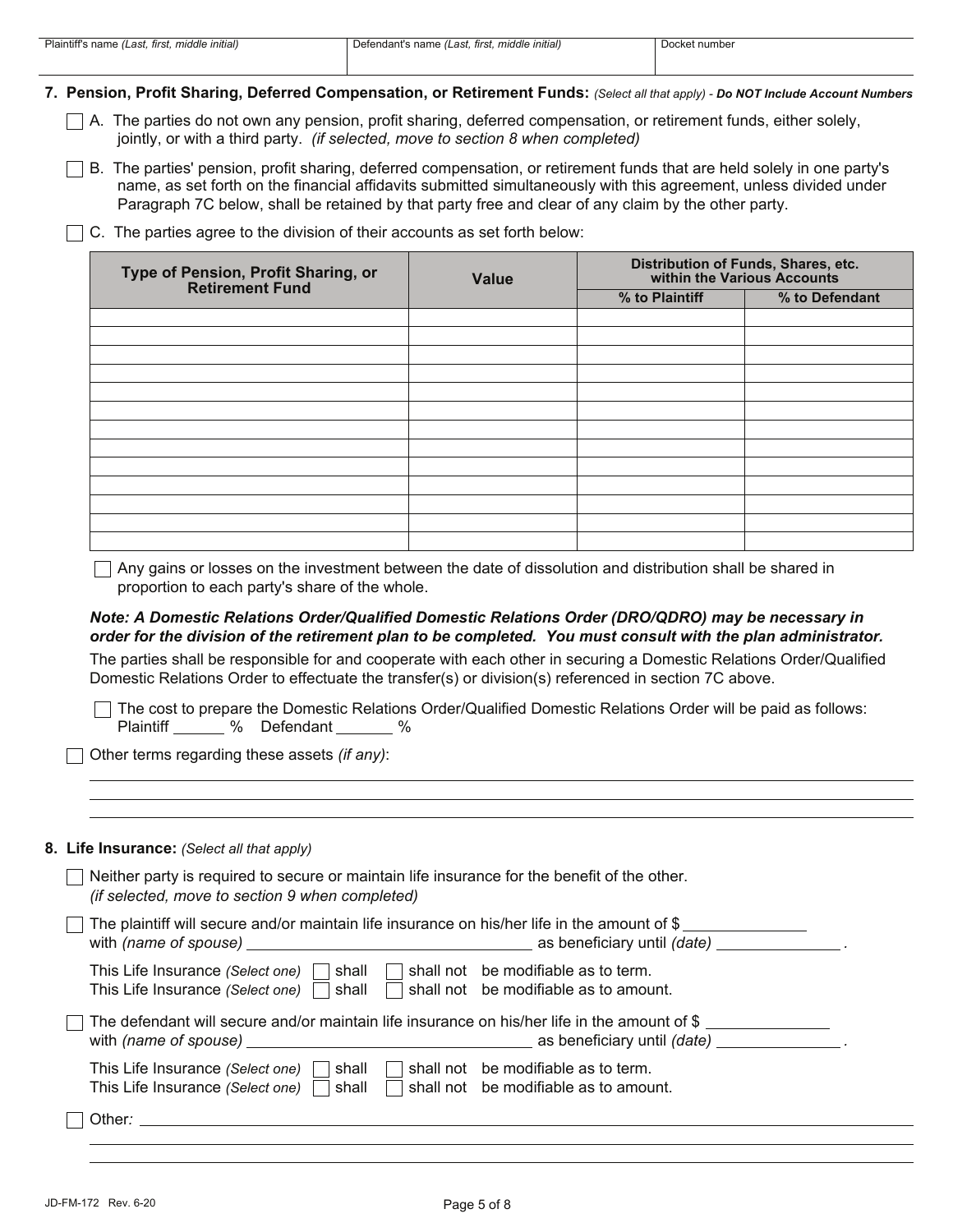| Plaintiff's name *(Last, first, middle initial)* | Defendant's name *(Last, first, middle initial)* | Docket number |
|---|---|---|
| | | |

**7. Pension, Profit Sharing, Deferred Compensation, or Retirement Funds:** *(Select all that apply)* - ***Do NOT Include Account Numbers***

☐ A. The parties do not own any pension, profit sharing, deferred compensation, or retirement funds, either solely, jointly, or with a third party. *(if selected, move to section 8 when completed)*

☐ B. The parties' pension, profit sharing, deferred compensation, or retirement funds that are held solely in one party's name, as set forth on the financial affidavits submitted simultaneously with this agreement, unless divided under Paragraph 7C below, shall be retained by that party free and clear of any claim by the other party.

☐ C. The parties agree to the division of their accounts as set forth below:

| Type of Pension, Profit Sharing, or Retirement Fund | Value | Distribution of Funds, Shares, etc. within the Various Accounts | |
|---|---|---|---|
| | | % to Plaintiff | % to Defendant |
| | | | |
| | | | |
| | | | |
| | | | |
| | | | |
| | | | |
| | | | |
| | | | |
| | | | |
| | | | |
| | | | |
| | | | |
| | | | |

☐ Any gains or losses on the investment between the date of dissolution and distribution shall be shared in proportion to each party's share of the whole.

***Note: A Domestic Relations Order/Qualified Domestic Relations Order (DRO/QDRO) may be necessary in order for the division of the retirement plan to be completed. You must consult with the plan administrator.***

The parties shall be responsible for and cooperate with each other in securing a Domestic Relations Order/Qualified Domestic Relations Order to effectuate the transfer(s) or division(s) referenced in section 7C above.

☐ The cost to prepare the Domestic Relations Order/Qualified Domestic Relations Order will be paid as follows: Plaintiff ______ % Defendant _______ %

☐ Other terms regarding these assets *(if any)*:

______________________________________________________________________

______________________________________________________________________

______________________________________________________________________

**8. Life Insurance:** *(Select all that apply)*

☐ Neither party is required to secure or maintain life insurance for the benefit of the other. *(if selected, move to section 9 when completed)*

☐ The plaintiff will secure and/or maintain life insurance on his/her life in the amount of $ ______________ with *(name of spouse)* ________________________________ as beneficiary until *(date)* ______________ .

This Life Insurance *(Select one)* ☐ shall ☐ shall not be modifiable as to term.
This Life Insurance *(Select one)* ☐ shall ☐ shall not be modifiable as to amount.

☐ The defendant will secure and/or maintain life insurance on his/her life in the amount of $ ______________ with *(name of spouse)* ________________________________ as beneficiary until *(date)* ______________ .

This Life Insurance *(Select one)* ☐ shall ☐ shall not be modifiable as to term.
This Life Insurance *(Select one)* ☐ shall ☐ shall not be modifiable as to amount.

☐ Other*:* ______________________________________________________________________

______________________________________________________________________

______________________________________________________________________

JD-FM-172 Rev. 6-20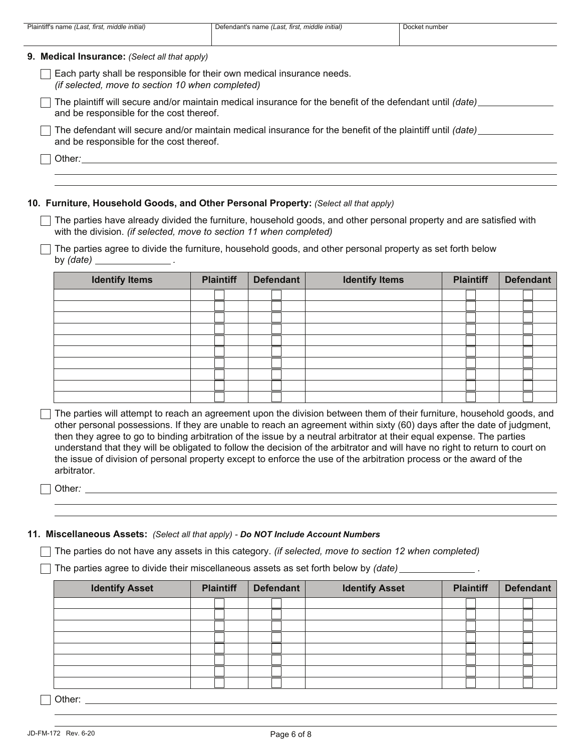| Plaintiff's name *(Last, first, middle initial)* | Defendant's name *(Last, first, middle initial)* | Docket number |
|---|---|---|
| | | |

**9. Medical Insurance:** *(Select all that apply)*

☐ Each party shall be responsible for their own medical insurance needs. *(if selected, move to section 10 when completed)*

☐ The plaintiff will secure and/or maintain medical insurance for the benefit of the defendant until *(date)* ______________ and be responsible for the cost thereof.

☐ The defendant will secure and/or maintain medical insurance for the benefit of the plaintiff until *(date)* ______________ and be responsible for the cost thereof.

☐ Other*:* ______________________________________________________________

**10. Furniture, Household Goods, and Other Personal Property:** *(Select all that apply)*

☐ The parties have already divided the furniture, household goods, and other personal property and are satisfied with with the division. *(if selected, move to section 11 when completed)*

☐ The parties agree to divide the furniture, household goods, and other personal property as set forth below by *(date)* ______________ .

| Identify Items | Plaintiff | Defendant | Identify Items | Plaintiff | Defendant |
|---|---|---|---|---|---|
| | ☐ | ☐ | | ☐ | ☐ |
| | ☐ | ☐ | | ☐ | ☐ |
| | ☐ | ☐ | | ☐ | ☐ |
| | ☐ | ☐ | | ☐ | ☐ |
| | ☐ | ☐ | | ☐ | ☐ |
| | ☐ | ☐ | | ☐ | ☐ |
| | ☐ | ☐ | | ☐ | ☐ |
| | ☐ | ☐ | | ☐ | ☐ |
| | ☐ | ☐ | | ☐ | ☐ |
| | ☐ | ☐ | | ☐ | ☐ |

☐ The parties will attempt to reach an agreement upon the division between them of their furniture, household goods, and other personal possessions. If they are unable to reach an agreement within sixty (60) days after the date of judgment, then they agree to go to binding arbitration of the issue by a neutral arbitrator at their equal expense. The parties understand that they will be obligated to follow the decision of the arbitrator and will have no right to return to court on the issue of division of personal property except to enforce the use of the arbitration process or the award of the arbitrator.

☐ Other*:* ______________________________________________________________

**11. Miscellaneous Assets:** *(Select all that apply)* - ***Do NOT Include Account Numbers***

☐ The parties do not have any assets in this category. *(if selected, move to section 12 when completed)*

☐ The parties agree to divide their miscellaneous assets as set forth below by *(date)* ______________ .

| Identify Asset | Plaintiff | Defendant | Identify Asset | Plaintiff | Defendant |
|---|---|---|---|---|---|
| | ☐ | ☐ | | ☐ | ☐ |
| | ☐ | ☐ | | ☐ | ☐ |
| | ☐ | ☐ | | ☐ | ☐ |
| | ☐ | ☐ | | ☐ | ☐ |
| | ☐ | ☐ | | ☐ | ☐ |
| | ☐ | ☐ | | ☐ | ☐ |
| | ☐ | ☐ | | ☐ | ☐ |
| | ☐ | ☐ | | ☐ | ☐ |

☐ Other: ______________________________________________________________

JD-FM-172 Rev. 6-20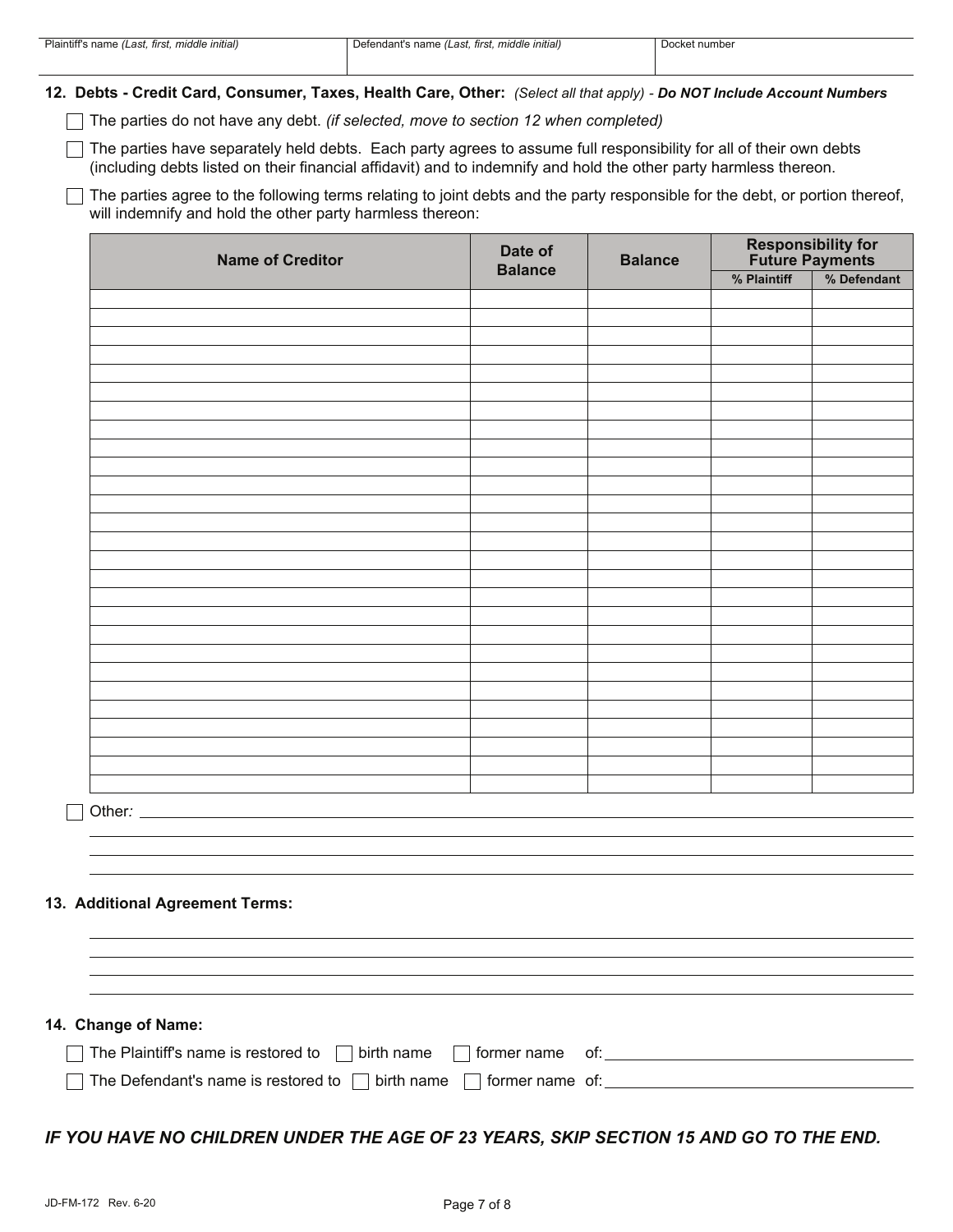| Plaintiff's name *(Last, first, middle initial)* | Defendant's name *(Last, first, middle initial)* | Docket number |
|---|---|---|
| | | |

**12. Debts - Credit Card, Consumer, Taxes, Health Care, Other:** *(Select all that apply) - **Do NOT Include Account Numbers***

☐ The parties do not have any debt. *(if selected, move to section 12 when completed)*

☐ The parties have separately held debts. Each party agrees to assume full responsibility for all of their own debts (including debts listed on their financial affidavit) and to indemnify and hold the other party harmless thereon.

☐ The parties agree to the following terms relating to joint debts and the party responsible for the debt, or portion thereof, will indemnify and hold the other party harmless thereon:

| Name of Creditor | Date of Balance | Balance | Responsibility for Future Payments | |
|---|---|---|---|---|
| | | | % Plaintiff | % Defendant |
| | | | | |
| | | | | |
| | | | | |
| | | | | |
| | | | | |
| | | | | |
| | | | | |
| | | | | |
| | | | | |
| | | | | |
| | | | | |
| | | | | |
| | | | | |
| | | | | |
| | | | | |
| | | | | |
| | | | | |
| | | | | |
| | | | | |
| | | | | |
| | | | | |
| | | | | |
| | | | | |
| | | | | |
| | | | | |
| | | | | |

☐ Other: \_\_\_\_\_\_\_\_\_\_\_\_\_\_\_\_\_\_\_\_\_\_\_\_\_\_\_\_\_\_\_\_\_\_\_\_\_\_\_\_

**13. Additional Agreement Terms:**

\_\_\_\_\_\_\_\_\_\_\_\_\_\_\_\_\_\_\_\_\_\_\_\_\_\_\_\_\_\_\_\_\_\_\_\_\_\_\_\_

**14. Change of Name:**

☐ The Plaintiff's name is restored to ☐ birth name ☐ former name of: \_\_\_\_\_\_\_\_\_\_\_\_\_\_\_\_\_\_\_\_

☐ The Defendant's name is restored to ☐ birth name ☐ former name of: \_\_\_\_\_\_\_\_\_\_\_\_\_\_\_\_\_\_\_\_

***IF YOU HAVE NO CHILDREN UNDER THE AGE OF 23 YEARS, SKIP SECTION 15 AND GO TO THE END.***

JD-FM-172 Rev. 6-20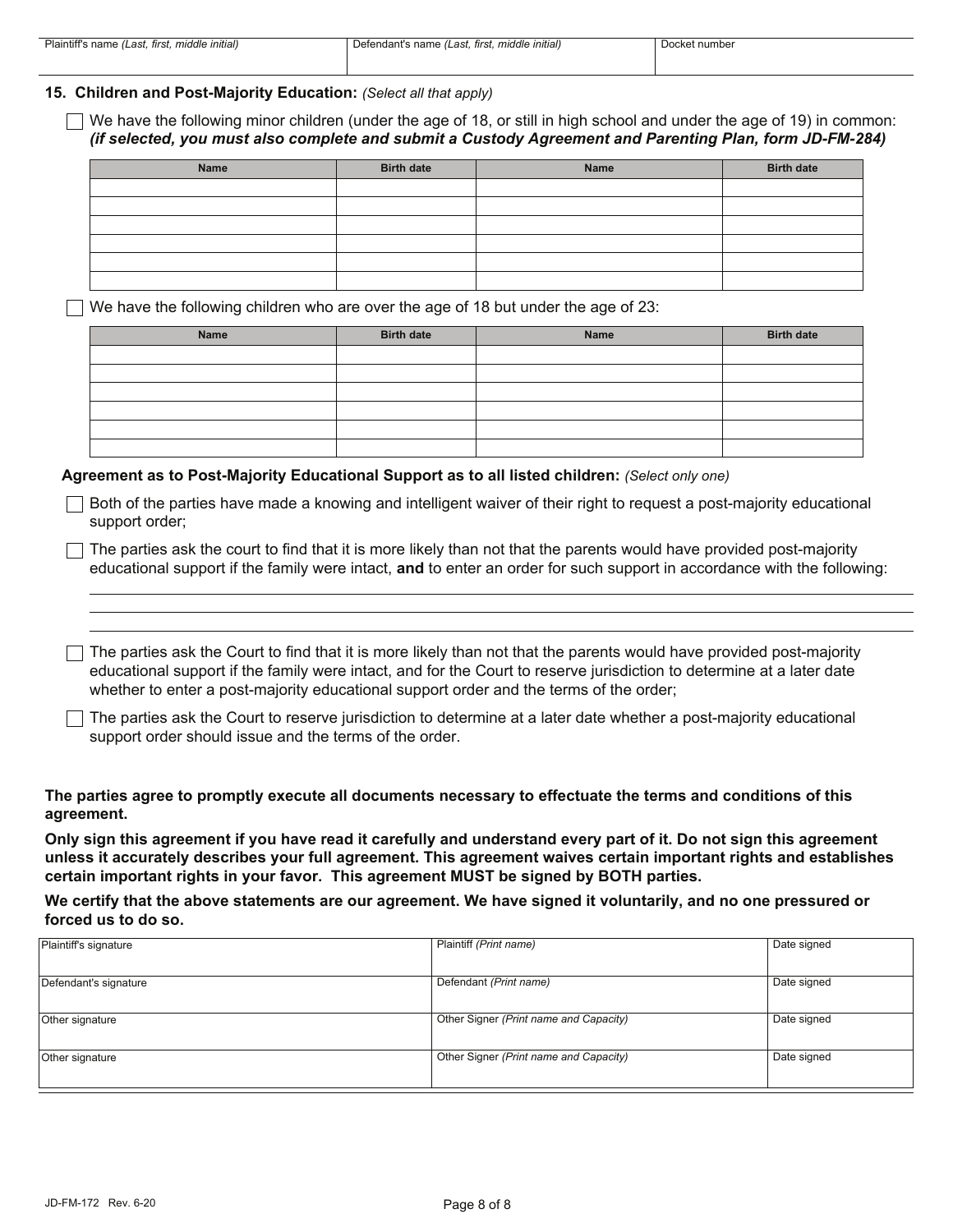| Plaintiff's name *(Last, first, middle initial)* | Defendant's name *(Last, first, middle initial)* | Docket number |
|---|---|---|
| | | |

**15. Children and Post-Majority Education:** *(Select all that apply)*

☐ We have the following minor children (under the age of 18, or still in high school and under the age of 19) in common: ***(if selected, you must also complete and submit a Custody Agreement and Parenting Plan, form JD-FM-284)***

| Name | Birth date | Name | Birth date |
|---|---|---|---|
| | | | |
| | | | |
| | | | |
| | | | |
| | | | |
| | | | |

☐ We have the following children who are over the age of 18 but under the age of 23:

| Name | Birth date | Name | Birth date |
|---|---|---|---|
| | | | |
| | | | |
| | | | |
| | | | |
| | | | |
| | | | |

**Agreement as to Post-Majority Educational Support as to all listed children:** *(Select only one)*

☐ Both of the parties have made a knowing and intelligent waiver of their right to request a post-majority educational support order;

☐ The parties ask the court to find that it is more likely than not that the parents would have provided post-majority educational support if the family were intact, **and** to enter an order for such support in accordance with the following:

______________________________________________________________________

______________________________________________________________________

______________________________________________________________________

☐ The parties ask the Court to find that it is more likely than not that the parents would have provided post-majority educational support if the family were intact, and for the Court to reserve jurisdiction to determine at a later date whether to enter a post-majority educational support order and the terms of the order;

☐ The parties ask the Court to reserve jurisdiction to determine at a later date whether a post-majority educational support order should issue and the terms of the order.

**The parties agree to promptly execute all documents necessary to effectuate the terms and conditions of this agreement.**

**Only sign this agreement if you have read it carefully and understand every part of it. Do not sign this agreement unless it accurately describes your full agreement. This agreement waives certain important rights and establishes certain important rights in your favor. This agreement MUST be signed by BOTH parties.**

**We certify that the above statements are our agreement. We have signed it voluntarily, and no one pressured or forced us to do so.**

| | | |
|---|---|---|
| Plaintiff's signature | Plaintiff *(Print name)* | Date signed |
| Defendant's signature | Defendant *(Print name)* | Date signed |
| Other signature | Other Signer *(Print name and Capacity)* | Date signed |
| Other signature | Other Signer *(Print name and Capacity)* | Date signed |

JD-FM-172 Rev. 6-20